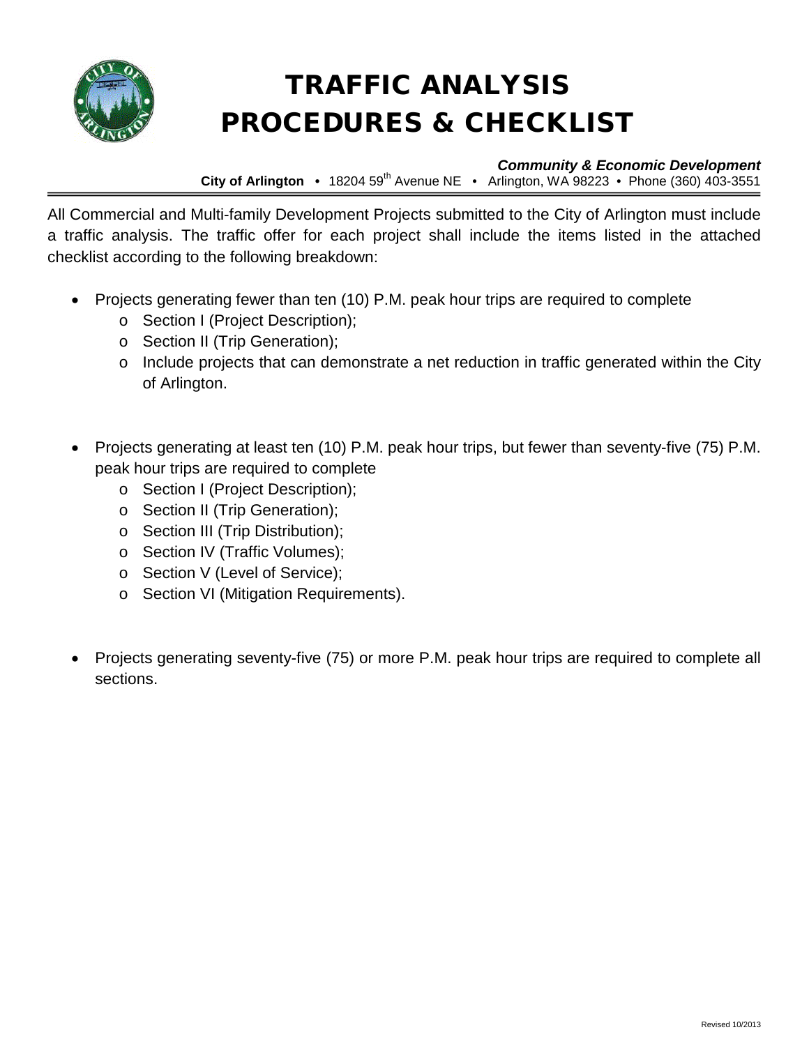# TRAFFIC ANALYSIS PROCEDURES & CHECKLIST

***Community & Economic Development***

**City of Arlington** • 18204 59th Avenue NE • Arlington, WA 98223 • Phone (360) 403-3551

All Commercial and Multi-family Development Projects submitted to the City of Arlington must include a traffic analysis. The traffic offer for each project shall include the items listed in the attached checklist according to the following breakdown:

- Projects generating fewer than ten (10) P.M. peak hour trips are required to complete
  - Section I (Project Description);
  - Section II (Trip Generation);
  - Include projects that can demonstrate a net reduction in traffic generated within the City of Arlington.

- Projects generating at least ten (10) P.M. peak hour trips, but fewer than seventy-five (75) P.M. peak hour trips are required to complete
  - Section I (Project Description);
  - Section II (Trip Generation);
  - Section III (Trip Distribution);
  - Section IV (Traffic Volumes);
  - Section V (Level of Service);
  - Section VI (Mitigation Requirements).

- Projects generating seventy-five (75) or more P.M. peak hour trips are required to complete all sections.

Revised 10/2013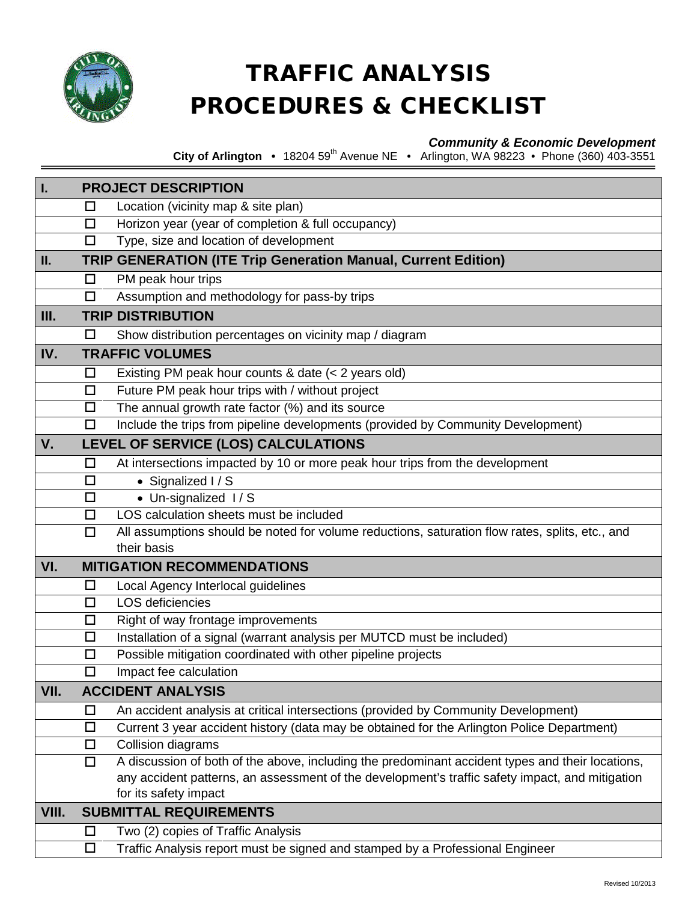# TRAFFIC ANALYSIS PROCEDURES & CHECKLIST

***Community & Economic Development***
**City of Arlington** • 18204 59th Avenue NE • Arlington, WA 98223 • Phone (360) 403-3551

| | | |
|---|---|---|
| **I.** | **PROJECT DESCRIPTION** | |
| | ☐ | Location (vicinity map & site plan) |
| | ☐ | Horizon year (year of completion & full occupancy) |
| | ☐ | Type, size and location of development |
| **II.** | **TRIP GENERATION (ITE Trip Generation Manual, Current Edition)** | |
| | ☐ | PM peak hour trips |
| | ☐ | Assumption and methodology for pass-by trips |
| **III.** | **TRIP DISTRIBUTION** | |
| | ☐ | Show distribution percentages on vicinity map / diagram |
| **IV.** | **TRAFFIC VOLUMES** | |
| | ☐ | Existing PM peak hour counts & date (< 2 years old) |
| | ☐ | Future PM peak hour trips with / without project |
| | ☐ | The annual growth rate factor (%) and its source |
| | ☐ | Include the trips from pipeline developments (provided by Community Development) |
| **V.** | **LEVEL OF SERVICE (LOS) CALCULATIONS** | |
| | ☐ | At intersections impacted by 10 or more peak hour trips from the development |
| | ☐ | • Signalized I / S |
| | ☐ | • Un-signalized I / S |
| | ☐ | LOS calculation sheets must be included |
| | ☐ | All assumptions should be noted for volume reductions, saturation flow rates, splits, etc., and their basis |
| **VI.** | **MITIGATION RECOMMENDATIONS** | |
| | ☐ | Local Agency Interlocal guidelines |
| | ☐ | LOS deficiencies |
| | ☐ | Right of way frontage improvements |
| | ☐ | Installation of a signal (warrant analysis per MUTCD must be included) |
| | ☐ | Possible mitigation coordinated with other pipeline projects |
| | ☐ | Impact fee calculation |
| **VII.** | **ACCIDENT ANALYSIS** | |
| | ☐ | An accident analysis at critical intersections (provided by Community Development) |
| | ☐ | Current 3 year accident history (data may be obtained for the Arlington Police Department) |
| | ☐ | Collision diagrams |
| | ☐ | A discussion of both of the above, including the predominant accident types and their locations, any accident patterns, an assessment of the development's traffic safety impact, and mitigation for its safety impact |
| **VIII.** | **SUBMITTAL REQUIREMENTS** | |
| | ☐ | Two (2) copies of Traffic Analysis |
| | ☐ | Traffic Analysis report must be signed and stamped by a Professional Engineer |

Revised 10/2013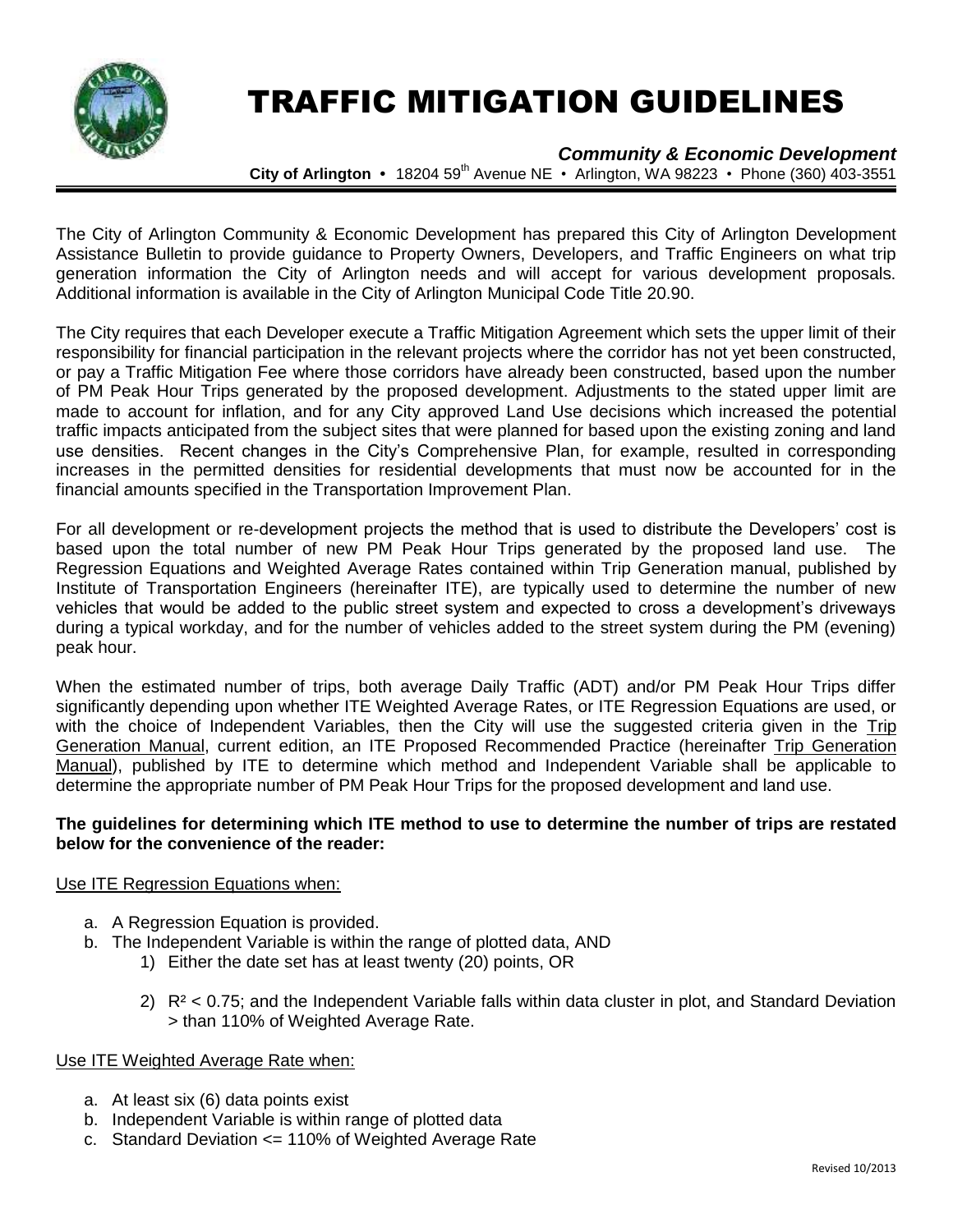# TRAFFIC MITIGATION GUIDELINES

***Community & Economic Development***

**City of Arlington** • 18204 59th Avenue NE • Arlington, WA 98223 • Phone (360) 403-3551

The City of Arlington Community & Economic Development has prepared this City of Arlington Development Assistance Bulletin to provide guidance to Property Owners, Developers, and Traffic Engineers on what trip generation information the City of Arlington needs and will accept for various development proposals. Additional information is available in the City of Arlington Municipal Code Title 20.90.

The City requires that each Developer execute a Traffic Mitigation Agreement which sets the upper limit of their responsibility for financial participation in the relevant projects where the corridor has not yet been constructed, or pay a Traffic Mitigation Fee where those corridors have already been constructed, based upon the number of PM Peak Hour Trips generated by the proposed development. Adjustments to the stated upper limit are made to account for inflation, and for any City approved Land Use decisions which increased the potential traffic impacts anticipated from the subject sites that were planned for based upon the existing zoning and land use densities. Recent changes in the City's Comprehensive Plan, for example, resulted in corresponding increases in the permitted densities for residential developments that must now be accounted for in the financial amounts specified in the Transportation Improvement Plan.

For all development or re-development projects the method that is used to distribute the Developers' cost is based upon the total number of new PM Peak Hour Trips generated by the proposed land use. The Regression Equations and Weighted Average Rates contained within Trip Generation manual, published by Institute of Transportation Engineers (hereinafter ITE), are typically used to determine the number of new vehicles that would be added to the public street system and expected to cross a development's driveways during a typical workday, and for the number of vehicles added to the street system during the PM (evening) peak hour.

When the estimated number of trips, both average Daily Traffic (ADT) and/or PM Peak Hour Trips differ significantly depending upon whether ITE Weighted Average Rates, or ITE Regression Equations are used, or with the choice of Independent Variables, then the City will use the suggested criteria given in the Trip Generation Manual, current edition, an ITE Proposed Recommended Practice (hereinafter Trip Generation Manual), published by ITE to determine which method and Independent Variable shall be applicable to determine the appropriate number of PM Peak Hour Trips for the proposed development and land use.

**The guidelines for determining which ITE method to use to determine the number of trips are restated below for the convenience of the reader:**

Use ITE Regression Equations when:

a. A Regression Equation is provided.
b. The Independent Variable is within the range of plotted data, AND
    1) Either the date set has at least twenty (20) points, OR
    2) $R^2 < 0.75$; and the Independent Variable falls within data cluster in plot, and Standard Deviation > than 110% of Weighted Average Rate.

Use ITE Weighted Average Rate when:

a. At least six (6) data points exist
b. Independent Variable is within range of plotted data
c. Standard Deviation <= 110% of Weighted Average Rate

Revised 10/2013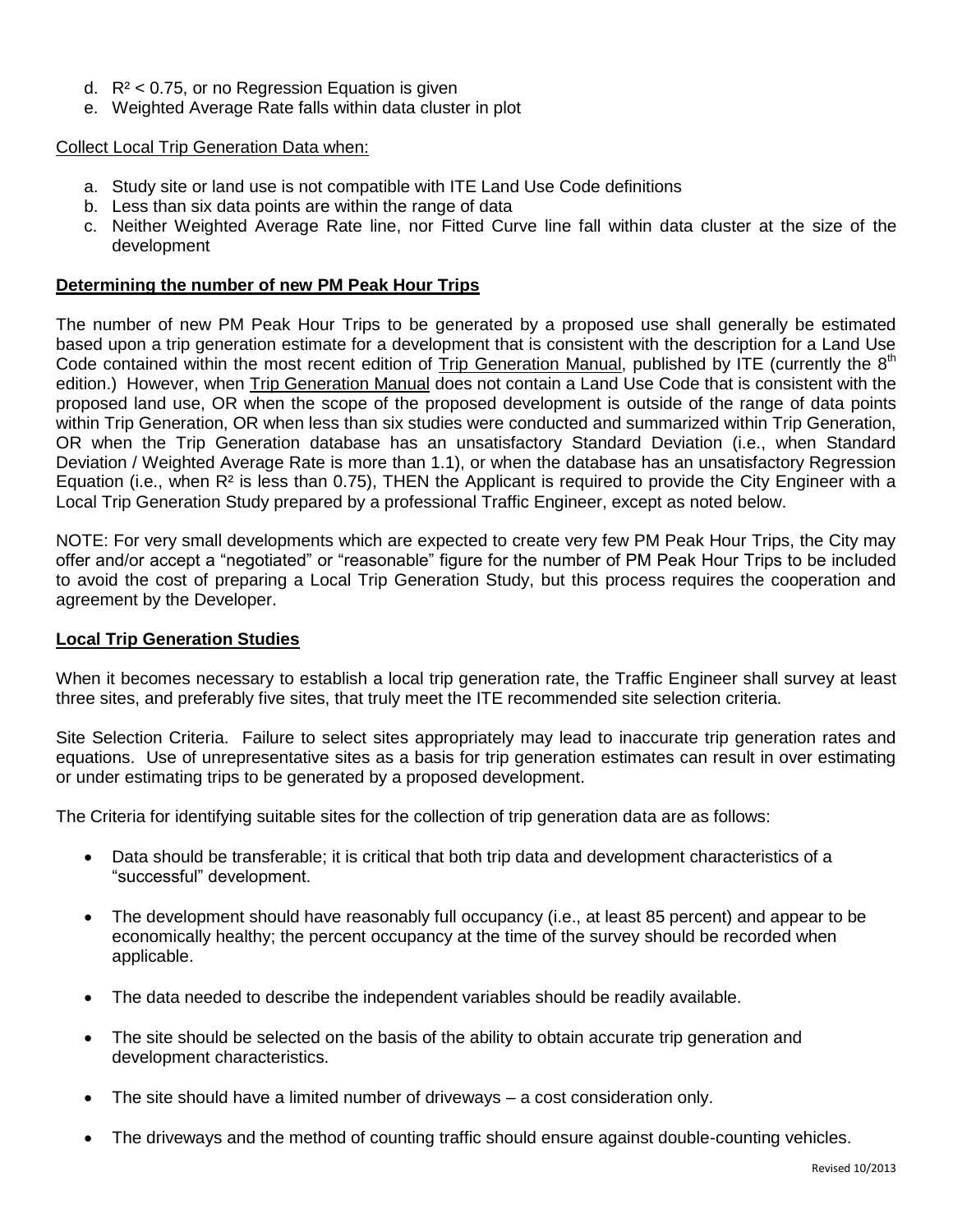d. $R^2 < 0.75$, or no Regression Equation is given
e. Weighted Average Rate falls within data cluster in plot

Collect Local Trip Generation Data when:

a. Study site or land use is not compatible with ITE Land Use Code definitions
b. Less than six data points are within the range of data
c. Neither Weighted Average Rate line, nor Fitted Curve line fall within data cluster at the size of the development

## Determining the number of new PM Peak Hour Trips

The number of new PM Peak Hour Trips to be generated by a proposed use shall generally be estimated based upon a trip generation estimate for a development that is consistent with the description for a Land Use Code contained within the most recent edition of Trip Generation Manual, published by ITE (currently the 8th edition.) However, when Trip Generation Manual does not contain a Land Use Code that is consistent with the proposed land use, OR when the scope of the proposed development is outside of the range of data points within Trip Generation, OR when less than six studies were conducted and summarized within Trip Generation, OR when the Trip Generation database has an unsatisfactory Standard Deviation (i.e., when Standard Deviation / Weighted Average Rate is more than 1.1), or when the database has an unsatisfactory Regression Equation (i.e., when $R^2$ is less than 0.75), THEN the Applicant is required to provide the City Engineer with a Local Trip Generation Study prepared by a professional Traffic Engineer, except as noted below.

NOTE: For very small developments which are expected to create very few PM Peak Hour Trips, the City may offer and/or accept a "negotiated" or "reasonable" figure for the number of PM Peak Hour Trips to be included to avoid the cost of preparing a Local Trip Generation Study, but this process requires the cooperation and agreement by the Developer.

## Local Trip Generation Studies

When it becomes necessary to establish a local trip generation rate, the Traffic Engineer shall survey at least three sites, and preferably five sites, that truly meet the ITE recommended site selection criteria.

Site Selection Criteria. Failure to select sites appropriately may lead to inaccurate trip generation rates and equations. Use of unrepresentative sites as a basis for trip generation estimates can result in over estimating or under estimating trips to be generated by a proposed development.

The Criteria for identifying suitable sites for the collection of trip generation data are as follows:

- Data should be transferable; it is critical that both trip data and development characteristics of a "successful" development.
- The development should have reasonably full occupancy (i.e., at least 85 percent) and appear to be economically healthy; the percent occupancy at the time of the survey should be recorded when applicable.
- The data needed to describe the independent variables should be readily available.
- The site should be selected on the basis of the ability to obtain accurate trip generation and development characteristics.
- The site should have a limited number of driveways – a cost consideration only.
- The driveways and the method of counting traffic should ensure against double-counting vehicles.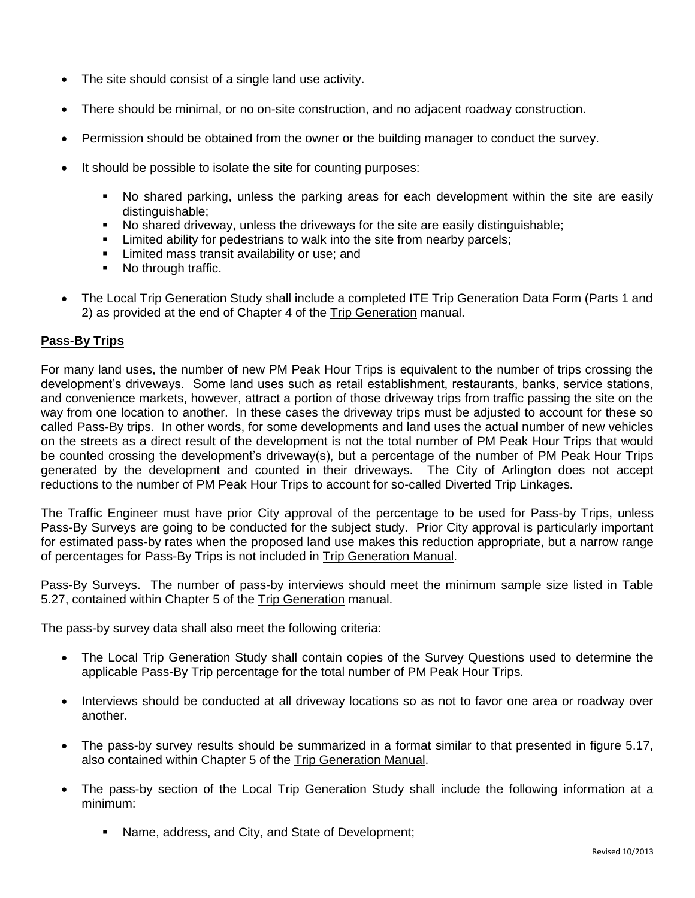- The site should consist of a single land use activity.
- There should be minimal, or no on-site construction, and no adjacent roadway construction.
- Permission should be obtained from the owner or the building manager to conduct the survey.
- It should be possible to isolate the site for counting purposes:
  - No shared parking, unless the parking areas for each development within the site are easily distinguishable;
  - No shared driveway, unless the driveways for the site are easily distinguishable;
  - Limited ability for pedestrians to walk into the site from nearby parcels;
  - Limited mass transit availability or use; and
  - No through traffic.
- The Local Trip Generation Study shall include a completed ITE Trip Generation Data Form (Parts 1 and 2) as provided at the end of Chapter 4 of the Trip Generation manual.

## Pass-By Trips

For many land uses, the number of new PM Peak Hour Trips is equivalent to the number of trips crossing the development's driveways. Some land uses such as retail establishment, restaurants, banks, service stations, and convenience markets, however, attract a portion of those driveway trips from traffic passing the site on the way from one location to another. In these cases the driveway trips must be adjusted to account for these so called Pass-By trips. In other words, for some developments and land uses the actual number of new vehicles on the streets as a direct result of the development is not the total number of PM Peak Hour Trips that would be counted crossing the development's driveway(s), but a percentage of the number of PM Peak Hour Trips generated by the development and counted in their driveways. The City of Arlington does not accept reductions to the number of PM Peak Hour Trips to account for so-called Diverted Trip Linkages.

The Traffic Engineer must have prior City approval of the percentage to be used for Pass-by Trips, unless Pass-By Surveys are going to be conducted for the subject study. Prior City approval is particularly important for estimated pass-by rates when the proposed land use makes this reduction appropriate, but a narrow range of percentages for Pass-By Trips is not included in Trip Generation Manual.

Pass-By Surveys. The number of pass-by interviews should meet the minimum sample size listed in Table 5.27, contained within Chapter 5 of the Trip Generation manual.

The pass-by survey data shall also meet the following criteria:

- The Local Trip Generation Study shall contain copies of the Survey Questions used to determine the applicable Pass-By Trip percentage for the total number of PM Peak Hour Trips.
- Interviews should be conducted at all driveway locations so as not to favor one area or roadway over another.
- The pass-by survey results should be summarized in a format similar to that presented in figure 5.17, also contained within Chapter 5 of the Trip Generation Manual.
- The pass-by section of the Local Trip Generation Study shall include the following information at a minimum:
  - Name, address, and City, and State of Development;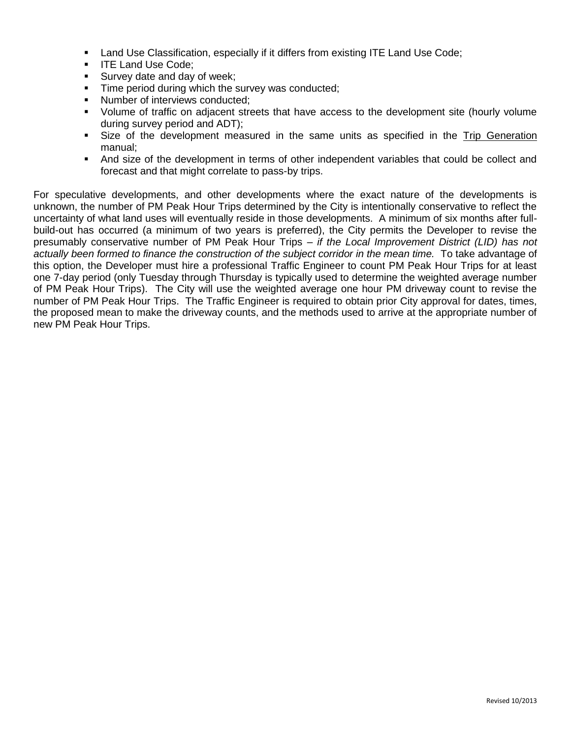- Land Use Classification, especially if it differs from existing ITE Land Use Code;
- ITE Land Use Code;
- Survey date and day of week;
- Time period during which the survey was conducted;
- Number of interviews conducted;
- Volume of traffic on adjacent streets that have access to the development site (hourly volume during survey period and ADT);
- Size of the development measured in the same units as specified in the Trip Generation manual;
- And size of the development in terms of other independent variables that could be collect and forecast and that might correlate to pass-by trips.

For speculative developments, and other developments where the exact nature of the developments is unknown, the number of PM Peak Hour Trips determined by the City is intentionally conservative to reflect the uncertainty of what land uses will eventually reside in those developments. A minimum of six months after full-build-out has occurred (a minimum of two years is preferred), the City permits the Developer to revise the presumably conservative number of PM Peak Hour Trips – *if the Local Improvement District (LID) has not actually been formed to finance the construction of the subject corridor in the mean time.* To take advantage of this option, the Developer must hire a professional Traffic Engineer to count PM Peak Hour Trips for at least one 7-day period (only Tuesday through Thursday is typically used to determine the weighted average number of PM Peak Hour Trips). The City will use the weighted average one hour PM driveway count to revise the number of PM Peak Hour Trips. The Traffic Engineer is required to obtain prior City approval for dates, times, the proposed mean to make the driveway counts, and the methods used to arrive at the appropriate number of new PM Peak Hour Trips.